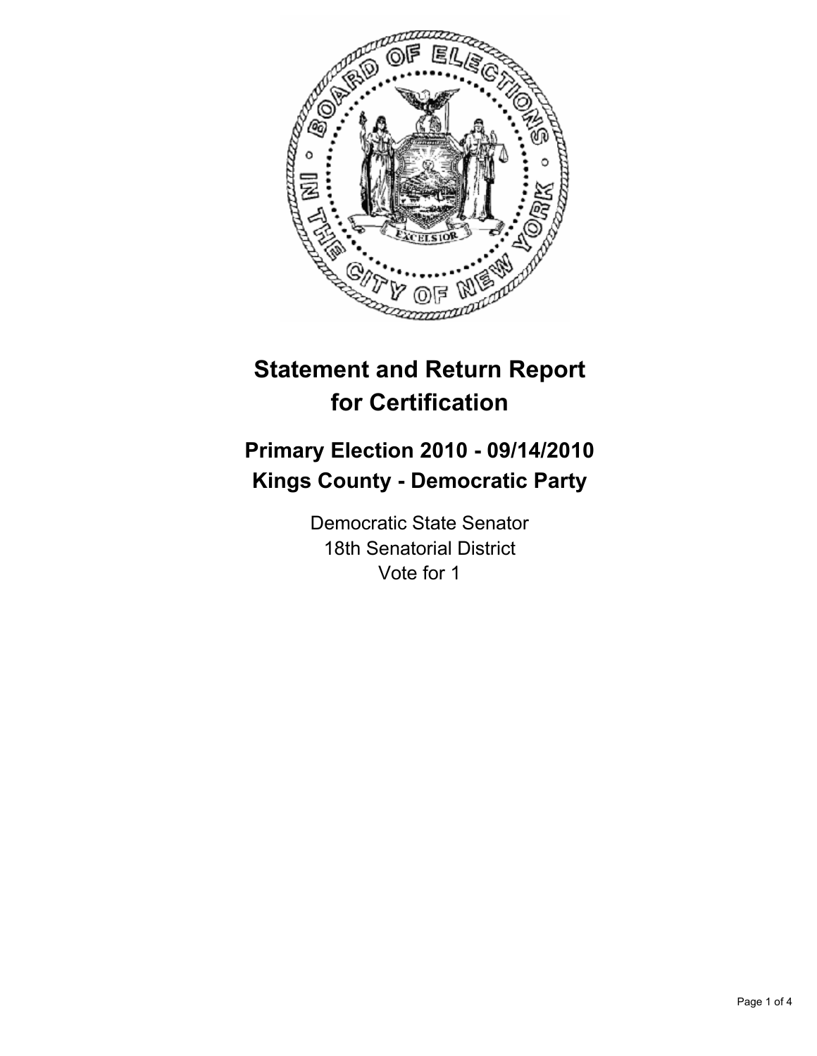# Statement and Return Report for Certification

## Primary Election 2010 - 09/14/2010
## Kings County - Democratic Party

Democratic State Senator
18th Senatorial District
Vote for 1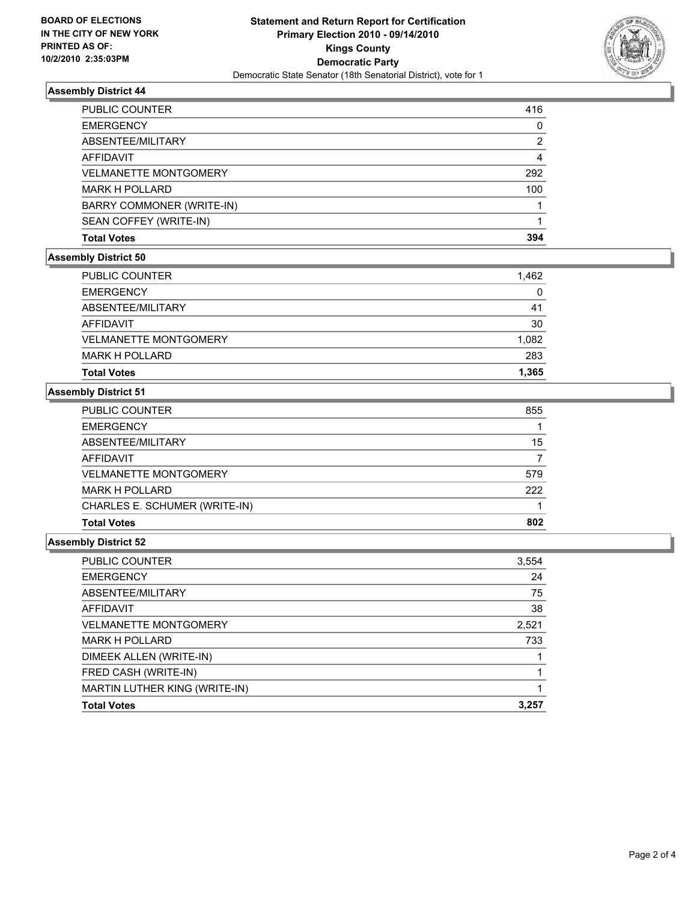**BOARD OF ELECTIONS**
**IN THE CITY OF NEW YORK**
**PRINTED AS OF:**
**10/2/2010 2:35:03PM**

**Statement and Return Report for Certification**
**Primary Election 2010 - 09/14/2010**
**Kings County**
**Democratic Party**
Democratic State Senator (18th Senatorial District), vote for 1

### Assembly District 44

| | |
|---|---|
| PUBLIC COUNTER | 416 |
| EMERGENCY | 0 |
| ABSENTEE/MILITARY | 2 |
| AFFIDAVIT | 4 |
| VELMANETTE MONTGOMERY | 292 |
| MARK H POLLARD | 100 |
| BARRY COMMONER (WRITE-IN) | 1 |
| SEAN COFFEY (WRITE-IN) | 1 |
| **Total Votes** | **394** |

### Assembly District 50

| | |
|---|---|
| PUBLIC COUNTER | 1,462 |
| EMERGENCY | 0 |
| ABSENTEE/MILITARY | 41 |
| AFFIDAVIT | 30 |
| VELMANETTE MONTGOMERY | 1,082 |
| MARK H POLLARD | 283 |
| **Total Votes** | **1,365** |

### Assembly District 51

| | |
|---|---|
| PUBLIC COUNTER | 855 |
| EMERGENCY | 1 |
| ABSENTEE/MILITARY | 15 |
| AFFIDAVIT | 7 |
| VELMANETTE MONTGOMERY | 579 |
| MARK H POLLARD | 222 |
| CHARLES E. SCHUMER (WRITE-IN) | 1 |
| **Total Votes** | **802** |

### Assembly District 52

| | |
|---|---|
| PUBLIC COUNTER | 3,554 |
| EMERGENCY | 24 |
| ABSENTEE/MILITARY | 75 |
| AFFIDAVIT | 38 |
| VELMANETTE MONTGOMERY | 2,521 |
| MARK H POLLARD | 733 |
| DIMEEK ALLEN (WRITE-IN) | 1 |
| FRED CASH (WRITE-IN) | 1 |
| MARTIN LUTHER KING (WRITE-IN) | 1 |
| **Total Votes** | **3,257** |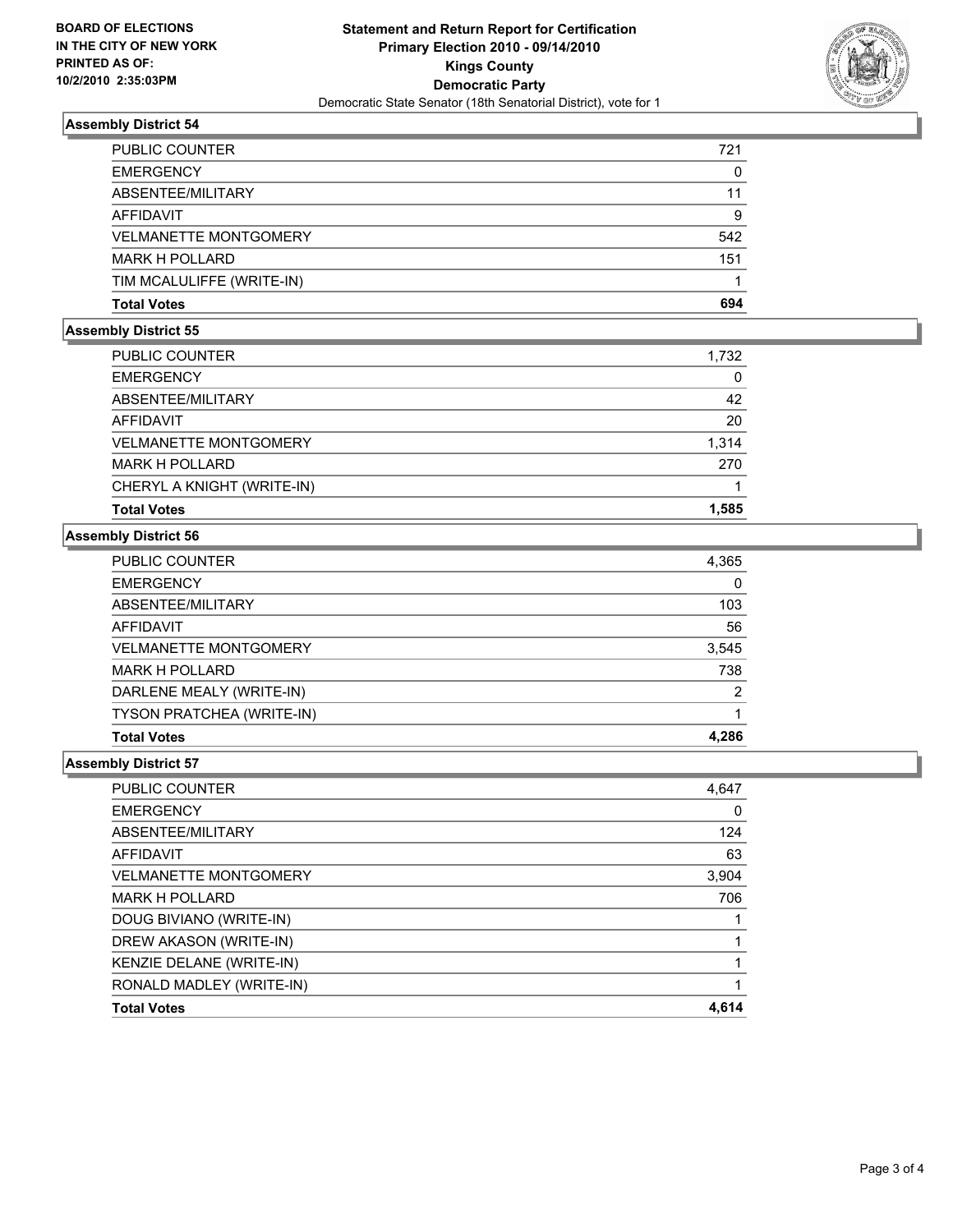**BOARD OF ELECTIONS**
**IN THE CITY OF NEW YORK**
**PRINTED AS OF:**
**10/2/2010 2:35:03PM**

**Statement and Return Report for Certification**
**Primary Election 2010 - 09/14/2010**
**Kings County**
**Democratic Party**
Democratic State Senator (18th Senatorial District), vote for 1

### Assembly District 54

| | |
|---|---|
| PUBLIC COUNTER | 721 |
| EMERGENCY | 0 |
| ABSENTEE/MILITARY | 11 |
| AFFIDAVIT | 9 |
| VELMANETTE MONTGOMERY | 542 |
| MARK H POLLARD | 151 |
| TIM MCALULIFFE (WRITE-IN) | 1 |
| **Total Votes** | **694** |

### Assembly District 55

| | |
|---|---|
| PUBLIC COUNTER | 1,732 |
| EMERGENCY | 0 |
| ABSENTEE/MILITARY | 42 |
| AFFIDAVIT | 20 |
| VELMANETTE MONTGOMERY | 1,314 |
| MARK H POLLARD | 270 |
| CHERYL A KNIGHT (WRITE-IN) | 1 |
| **Total Votes** | **1,585** |

### Assembly District 56

| | |
|---|---|
| PUBLIC COUNTER | 4,365 |
| EMERGENCY | 0 |
| ABSENTEE/MILITARY | 103 |
| AFFIDAVIT | 56 |
| VELMANETTE MONTGOMERY | 3,545 |
| MARK H POLLARD | 738 |
| DARLENE MEALY (WRITE-IN) | 2 |
| TYSON PRATCHEA (WRITE-IN) | 1 |
| **Total Votes** | **4,286** |

### Assembly District 57

| | |
|---|---|
| PUBLIC COUNTER | 4,647 |
| EMERGENCY | 0 |
| ABSENTEE/MILITARY | 124 |
| AFFIDAVIT | 63 |
| VELMANETTE MONTGOMERY | 3,904 |
| MARK H POLLARD | 706 |
| DOUG BIVIANO (WRITE-IN) | 1 |
| DREW AKASON (WRITE-IN) | 1 |
| KENZIE DELANE (WRITE-IN) | 1 |
| RONALD MADLEY (WRITE-IN) | 1 |
| **Total Votes** | **4,614** |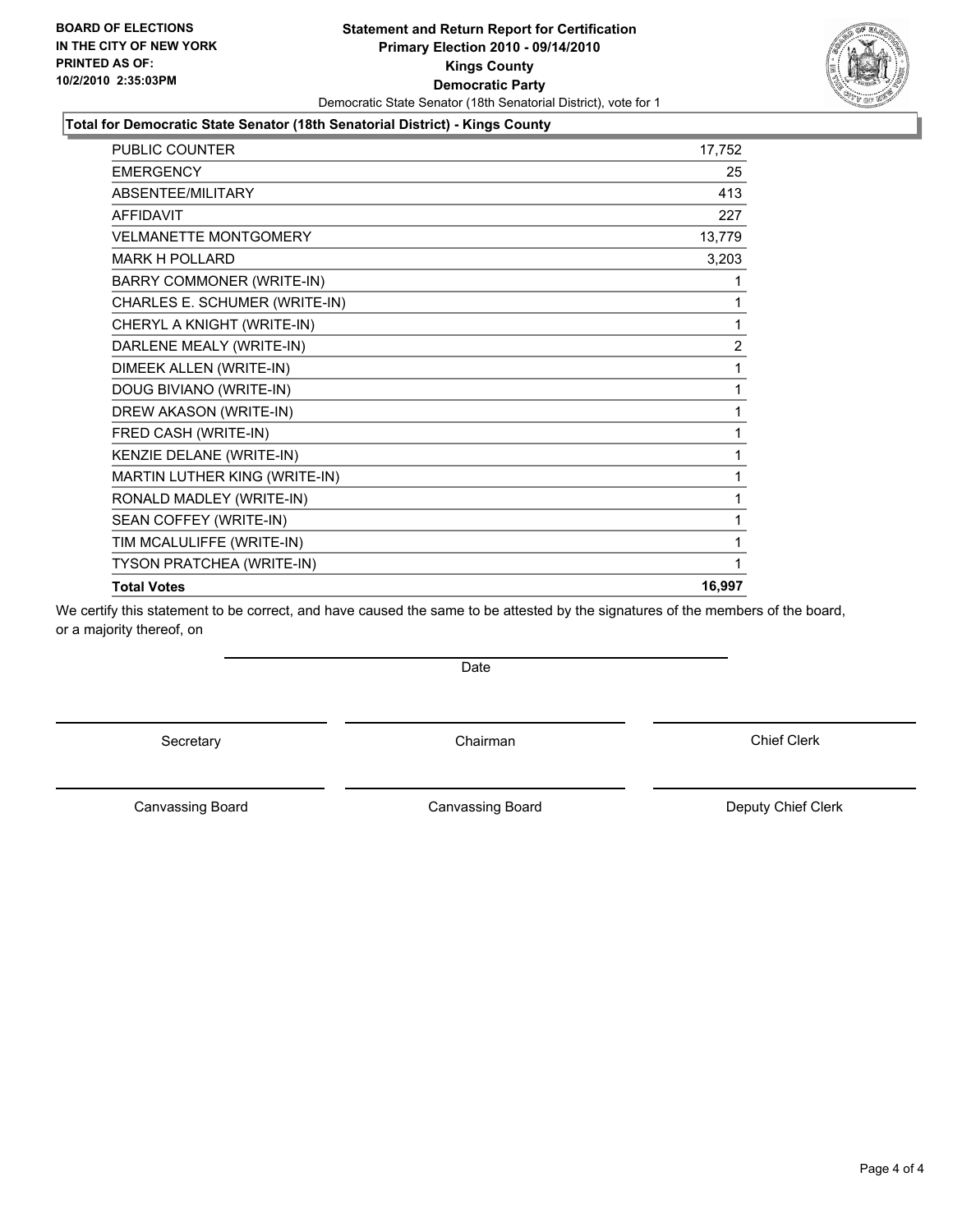**BOARD OF ELECTIONS IN THE CITY OF NEW YORK PRINTED AS OF: 10/2/2010 2:35:03PM**

# Statement and Return Report for Certification
## Primary Election 2010 - 09/14/2010
## Kings County
## Democratic Party

Democratic State Senator (18th Senatorial District), vote for 1

### Total for Democratic State Senator (18th Senatorial District) - Kings County

| | |
|---|---|
| PUBLIC COUNTER | 17,752 |
| EMERGENCY | 25 |
| ABSENTEE/MILITARY | 413 |
| AFFIDAVIT | 227 |
| VELMANETTE MONTGOMERY | 13,779 |
| MARK H POLLARD | 3,203 |
| BARRY COMMONER (WRITE-IN) | 1 |
| CHARLES E. SCHUMER (WRITE-IN) | 1 |
| CHERYL A KNIGHT (WRITE-IN) | 1 |
| DARLENE MEALY (WRITE-IN) | 2 |
| DIMEEK ALLEN (WRITE-IN) | 1 |
| DOUG BIVIANO (WRITE-IN) | 1 |
| DREW AKASON (WRITE-IN) | 1 |
| FRED CASH (WRITE-IN) | 1 |
| KENZIE DELANE (WRITE-IN) | 1 |
| MARTIN LUTHER KING (WRITE-IN) | 1 |
| RONALD MADLEY (WRITE-IN) | 1 |
| SEAN COFFEY (WRITE-IN) | 1 |
| TIM MCALULIFFE (WRITE-IN) | 1 |
| TYSON PRATCHEA (WRITE-IN) | 1 |
| **Total Votes** | **16,997** |

We certify this statement to be correct, and have caused the same to be attested by the signatures of the members of the board, or a majority thereof, on

Date

Secretary | Chairman | Chief Clerk

Canvassing Board | Canvassing Board | Deputy Chief Clerk